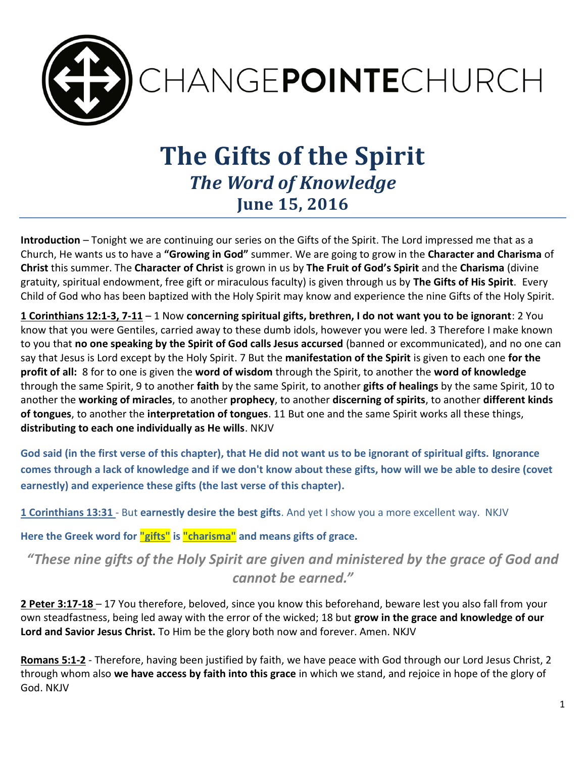CHANGE**POINTE**CHURCH

# The Gifts of the Spirit

## *The Word of Knowledge*

## June 15, 2016

**Introduction** – Tonight we are continuing our series on the Gifts of the Spirit. The Lord impressed me that as a Church, He wants us to have a **"Growing in God"** summer. We are going to grow in the **Character and Charisma** of **Christ** this summer. The **Character of Christ** is grown in us by **The Fruit of God's Spirit** and the **Charisma** (divine gratuity, spiritual endowment, free gift or miraculous faculty) is given through us by **The Gifts of His Spirit**. Every Child of God who has been baptized with the Holy Spirit may know and experience the nine Gifts of the Holy Spirit.

**1 Corinthians 12:1-3, 7-11** – 1 Now **concerning spiritual gifts, brethren, I do not want you to be ignorant**: 2 You know that you were Gentiles, carried away to these dumb idols, however you were led. 3 Therefore I make known to you that **no one speaking by the Spirit of God calls Jesus accursed** (banned or excommunicated), and no one can say that Jesus is Lord except by the Holy Spirit. 7 But the **manifestation of the Spirit** is given to each one **for the profit of all:** 8 for to one is given the **word of wisdom** through the Spirit, to another the **word of knowledge** through the same Spirit, 9 to another **faith** by the same Spirit, to another **gifts of healings** by the same Spirit, 10 to another the **working of miracles**, to another **prophecy**, to another **discerning of spirits**, to another **different kinds of tongues**, to another the **interpretation of tongues**. 11 But one and the same Spirit works all these things, **distributing to each one individually as He wills**. NKJV

**God said (in the first verse of this chapter), that He did not want us to be ignorant of spiritual gifts. Ignorance comes through a lack of knowledge and if we don't know about these gifts, how will we be able to desire (covet earnestly) and experience these gifts (the last verse of this chapter).**

**1 Corinthians 13:31** - But **earnestly desire the best gifts**. And yet I show you a more excellent way. NKJV

**Here the Greek word for "gifts" is "charisma" and means gifts of grace.**

***"These nine gifts of the Holy Spirit are given and ministered by the grace of God and cannot be earned."***

**2 Peter 3:17-18** – 17 You therefore, beloved, since you know this beforehand, beware lest you also fall from your own steadfastness, being led away with the error of the wicked; 18 but **grow in the grace and knowledge of our Lord and Savior Jesus Christ.** To Him be the glory both now and forever. Amen. NKJV

**Romans 5:1-2** - Therefore, having been justified by faith, we have peace with God through our Lord Jesus Christ, 2 through whom also **we have access by faith into this grace** in which we stand, and rejoice in hope of the glory of God. NKJV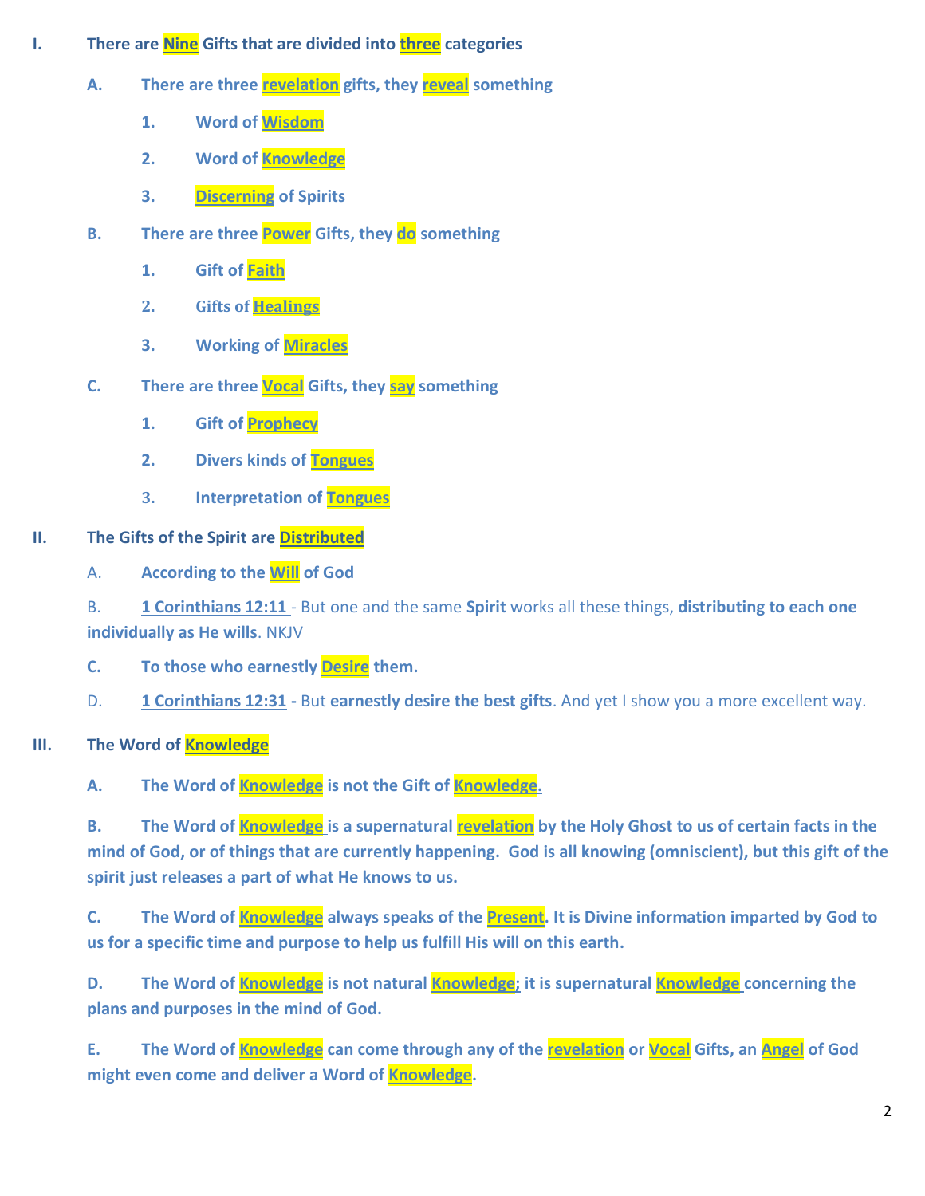I. **There are Nine Gifts that are divided into three categories**

   A. **There are three revelation gifts, they reveal something**

      1. **Word of Wisdom**
      2. **Word of Knowledge**
      3. **Discerning of Spirits**

   B. **There are three Power Gifts, they do something**

      1. **Gift of Faith**
      2. **Gifts of Healings**
      3. **Working of Miracles**

   C. **There are three Vocal Gifts, they say something**

      1. **Gift of Prophecy**
      2. **Divers kinds of Tongues**
      3. **Interpretation of Tongues**

II. **The Gifts of the Spirit are Distributed**

   A. **According to the Will of God**

   B. **1 Corinthians 12:11** - But one and the same **Spirit** works all these things, **distributing to each one individually as He wills**. NKJV

   C. **To those who earnestly Desire them.**

   D. **1 Corinthians 12:31 -** But **earnestly desire the best gifts**. And yet I show you a more excellent way.

III. **The Word of Knowledge**

   A. **The Word of Knowledge is not the Gift of Knowledge.**

   B. **The Word of Knowledge is a supernatural revelation by the Holy Ghost to us of certain facts in the mind of God, or of things that are currently happening. God is all knowing (omniscient), but this gift of the spirit just releases a part of what He knows to us.**

   C. **The Word of Knowledge always speaks of the Present. It is Divine information imparted by God to us for a specific time and purpose to help us fulfill His will on this earth.**

   D. **The Word of Knowledge is not natural Knowledge; it is supernatural Knowledge concerning the plans and purposes in the mind of God.**

   E. **The Word of Knowledge can come through any of the revelation or Vocal Gifts, an Angel of God might even come and deliver a Word of Knowledge.**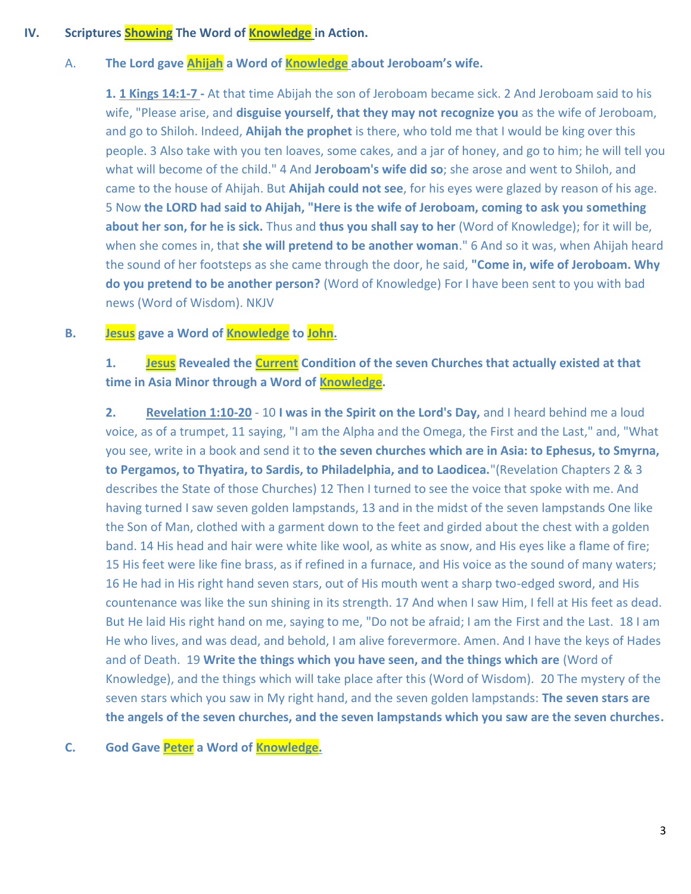## IV. Scriptures Showing The Word of Knowledge in Action.

### A. The Lord gave Ahijah a Word of Knowledge about Jeroboam's wife.

**1. 1 Kings 14:1-7 -** At that time Abijah the son of Jeroboam became sick. 2 And Jeroboam said to his wife, "Please arise, and **disguise yourself, that they may not recognize you** as the wife of Jeroboam, and go to Shiloh. Indeed, **Ahijah the prophet** is there, who told me that I would be king over this people. 3 Also take with you ten loaves, some cakes, and a jar of honey, and go to him; he will tell you what will become of the child." 4 And **Jeroboam's wife did so**; she arose and went to Shiloh, and came to the house of Ahijah. But **Ahijah could not see**, for his eyes were glazed by reason of his age. 5 Now **the LORD had said to Ahijah, "Here is the wife of Jeroboam, coming to ask you something about her son, for he is sick.** Thus and **thus you shall say to her** (Word of Knowledge); for it will be, when she comes in, that **she will pretend to be another woman**." 6 And so it was, when Ahijah heard the sound of her footsteps as she came through the door, he said, **"Come in, wife of Jeroboam. Why do you pretend to be another person?** (Word of Knowledge) For I have been sent to you with bad news (Word of Wisdom). NKJV

### B. Jesus gave a Word of Knowledge to John.

**1. Jesus Revealed the Current Condition of the seven Churches that actually existed at that time in Asia Minor through a Word of Knowledge.**

**2. Revelation 1:10-20** - 10 **I was in the Spirit on the Lord's Day,** and I heard behind me a loud voice, as of a trumpet, 11 saying, "I am the Alpha and the Omega, the First and the Last," and, "What you see, write in a book and send it to **the seven churches which are in Asia: to Ephesus, to Smyrna, to Pergamos, to Thyatira, to Sardis, to Philadelphia, and to Laodicea.**"(Revelation Chapters 2 & 3 describes the State of those Churches) 12 Then I turned to see the voice that spoke with me. And having turned I saw seven golden lampstands, 13 and in the midst of the seven lampstands One like the Son of Man, clothed with a garment down to the feet and girded about the chest with a golden band. 14 His head and hair were white like wool, as white as snow, and His eyes like a flame of fire; 15 His feet were like fine brass, as if refined in a furnace, and His voice as the sound of many waters; 16 He had in His right hand seven stars, out of His mouth went a sharp two-edged sword, and His countenance was like the sun shining in its strength. 17 And when I saw Him, I fell at His feet as dead. But He laid His right hand on me, saying to me, "Do not be afraid; I am the First and the Last. 18 I am He who lives, and was dead, and behold, I am alive forevermore. Amen. And I have the keys of Hades and of Death. 19 **Write the things which you have seen, and the things which are** (Word of Knowledge), and the things which will take place after this (Word of Wisdom). 20 The mystery of the seven stars which you saw in My right hand, and the seven golden lampstands: **The seven stars are the angels of the seven churches, and the seven lampstands which you saw are the seven churches.**

### C. God Gave Peter a Word of Knowledge.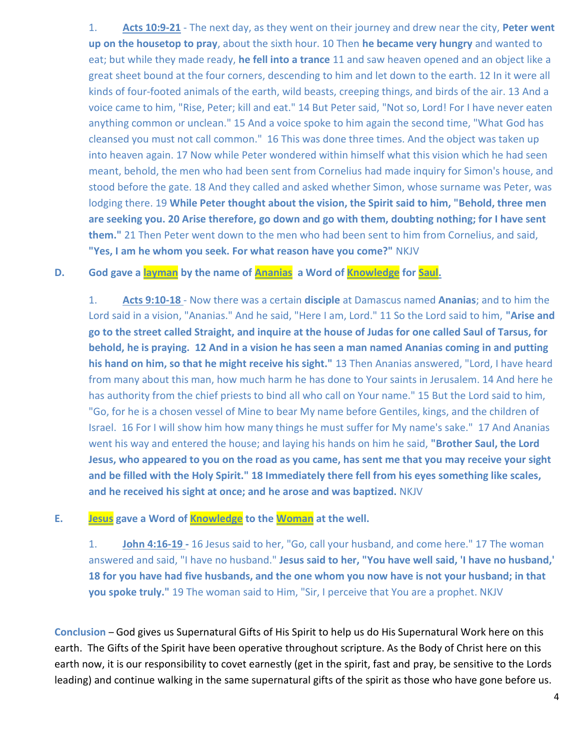1. **Acts 10:9-21** - The next day, as they went on their journey and drew near the city, **Peter went up on the housetop to pray**, about the sixth hour. 10 Then **he became very hungry** and wanted to eat; but while they made ready, **he fell into a trance** 11 and saw heaven opened and an object like a great sheet bound at the four corners, descending to him and let down to the earth. 12 In it were all kinds of four-footed animals of the earth, wild beasts, creeping things, and birds of the air. 13 And a voice came to him, "Rise, Peter; kill and eat." 14 But Peter said, "Not so, Lord! For I have never eaten anything common or unclean." 15 And a voice spoke to him again the second time, "What God has cleansed you must not call common." 16 This was done three times. And the object was taken up into heaven again. 17 Now while Peter wondered within himself what this vision which he had seen meant, behold, the men who had been sent from Cornelius had made inquiry for Simon's house, and stood before the gate. 18 And they called and asked whether Simon, whose surname was Peter, was lodging there. 19 **While Peter thought about the vision, the Spirit said to him, "Behold, three men are seeking you. 20 Arise therefore, go down and go with them, doubting nothing; for I have sent them."** 21 Then Peter went down to the men who had been sent to him from Cornelius, and said, **"Yes, I am he whom you seek. For what reason have you come?"** NKJV

**D. God gave a layman by the name of Ananias a Word of Knowledge for Saul.**

1. **Acts 9:10-18** - Now there was a certain **disciple** at Damascus named **Ananias**; and to him the Lord said in a vision, "Ananias." And he said, "Here I am, Lord." 11 So the Lord said to him, **"Arise and go to the street called Straight, and inquire at the house of Judas for one called Saul of Tarsus, for behold, he is praying. 12 And in a vision he has seen a man named Ananias coming in and putting his hand on him, so that he might receive his sight."** 13 Then Ananias answered, "Lord, I have heard from many about this man, how much harm he has done to Your saints in Jerusalem. 14 And here he has authority from the chief priests to bind all who call on Your name." 15 But the Lord said to him, "Go, for he is a chosen vessel of Mine to bear My name before Gentiles, kings, and the children of Israel. 16 For I will show him how many things he must suffer for My name's sake." 17 And Ananias went his way and entered the house; and laying his hands on him he said, **"Brother Saul, the Lord Jesus, who appeared to you on the road as you came, has sent me that you may receive your sight and be filled with the Holy Spirit." 18 Immediately there fell from his eyes something like scales, and he received his sight at once; and he arose and was baptized.** NKJV

**E. Jesus gave a Word of Knowledge to the Woman at the well.**

1. **John 4:16-19 -** 16 Jesus said to her, "Go, call your husband, and come here." 17 The woman answered and said, "I have no husband." **Jesus said to her, "You have well said, 'I have no husband,' 18 for you have had five husbands, and the one whom you now have is not your husband; in that you spoke truly."** 19 The woman said to Him, "Sir, I perceive that You are a prophet. NKJV

**Conclusion** – God gives us Supernatural Gifts of His Spirit to help us do His Supernatural Work here on this earth. The Gifts of the Spirit have been operative throughout scripture. As the Body of Christ here on this earth now, it is our responsibility to covet earnestly (get in the spirit, fast and pray, be sensitive to the Lords leading) and continue walking in the same supernatural gifts of the spirit as those who have gone before us.